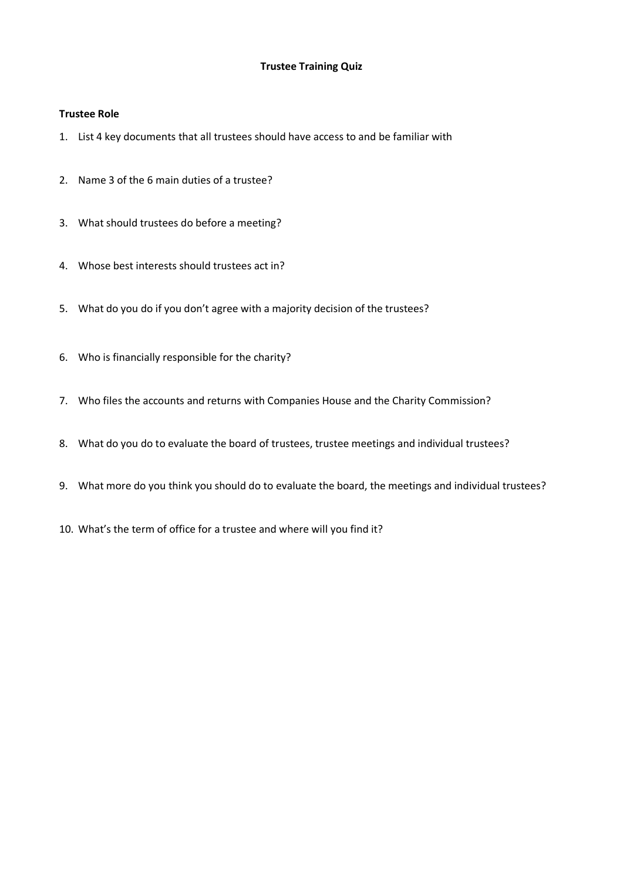# Trustee Training Quiz

**Trustee Role**

1. List 4 key documents that all trustees should have access to and be familiar with
2. Name 3 of the 6 main duties of a trustee?
3. What should trustees do before a meeting?
4. Whose best interests should trustees act in?
5. What do you do if you don't agree with a majority decision of the trustees?
6. Who is financially responsible for the charity?
7. Who files the accounts and returns with Companies House and the Charity Commission?
8. What do you do to evaluate the board of trustees, trustee meetings and individual trustees?
9. What more do you think you should do to evaluate the board, the meetings and individual trustees?
10. What's the term of office for a trustee and where will you find it?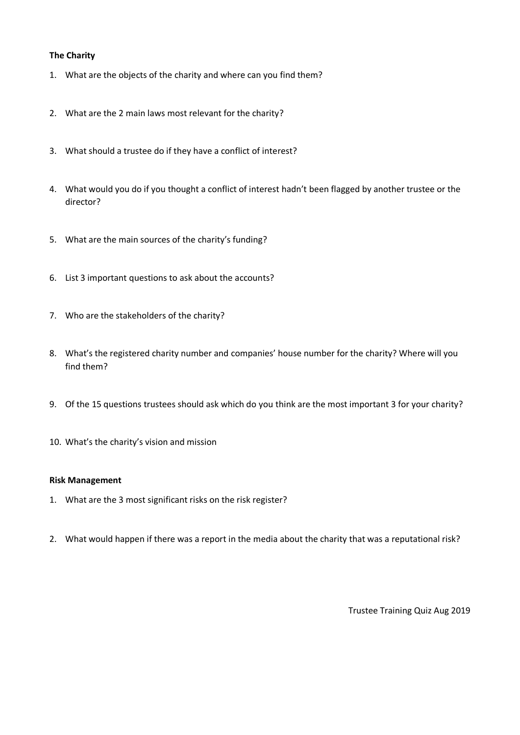**The Charity**

1. What are the objects of the charity and where can you find them?
2. What are the 2 main laws most relevant for the charity?
3. What should a trustee do if they have a conflict of interest?
4. What would you do if you thought a conflict of interest hadn't been flagged by another trustee or the director?
5. What are the main sources of the charity's funding?
6. List 3 important questions to ask about the accounts?
7. Who are the stakeholders of the charity?
8. What's the registered charity number and companies' house number for the charity? Where will you find them?
9. Of the 15 questions trustees should ask which do you think are the most important 3 for your charity?
10. What's the charity's vision and mission

**Risk Management**

1. What are the 3 most significant risks on the risk register?
2. What would happen if there was a report in the media about the charity that was a reputational risk?

Trustee Training Quiz Aug 2019